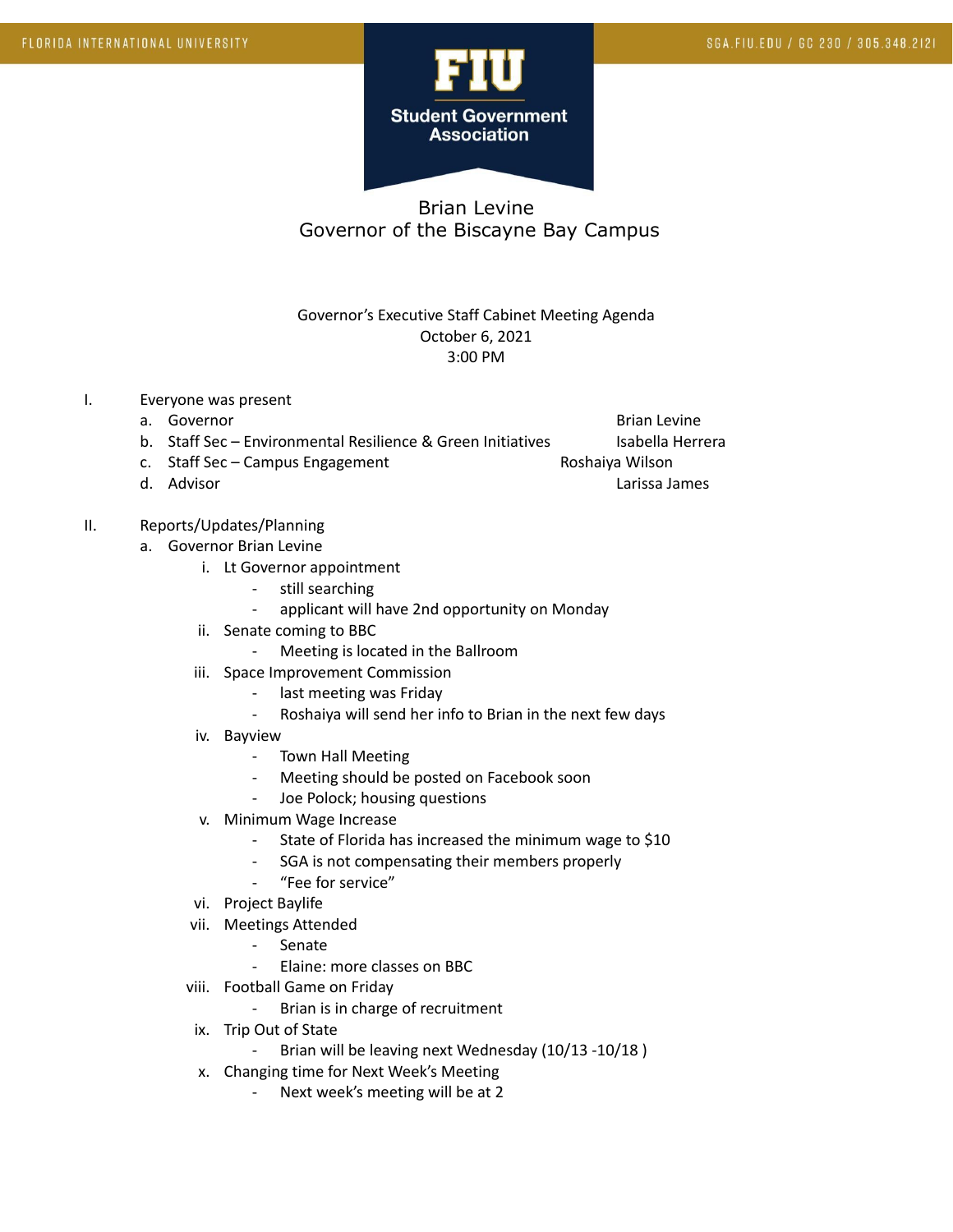FLORIDA INTERNATIONAL UNIVERSITY — SGA.FIU.EDU / GC 230 / 305.348.2121

**FIU Student Government Association**

# Brian Levine
## Governor of the Biscayne Bay Campus

Governor's Executive Staff Cabinet Meeting Agenda
October 6, 2021
3:00 PM

I. Everyone was present
   a. Governor — Brian Levine
   b. Staff Sec – Environmental Resilience & Green Initiatives — Isabella Herrera
   c. Staff Sec – Campus Engagement — Roshaiya Wilson
   d. Advisor — Larissa James

II. Reports/Updates/Planning
   a. Governor Brian Levine
      i. Lt Governor appointment
         - still searching
         - applicant will have 2nd opportunity on Monday
      ii. Senate coming to BBC
         - Meeting is located in the Ballroom
      iii. Space Improvement Commission
         - last meeting was Friday
         - Roshaiya will send her info to Brian in the next few days
      iv. Bayview
         - Town Hall Meeting
         - Meeting should be posted on Facebook soon
         - Joe Polock; housing questions
      v. Minimum Wage Increase
         - State of Florida has increased the minimum wage to $10
         - SGA is not compensating their members properly
         - "Fee for service"
      vi. Project Baylife
      vii. Meetings Attended
         - Senate
         - Elaine: more classes on BBC
      viii. Football Game on Friday
         - Brian is in charge of recruitment
      ix. Trip Out of State
         - Brian will be leaving next Wednesday (10/13 -10/18 )
      x. Changing time for Next Week's Meeting
         - Next week's meeting will be at 2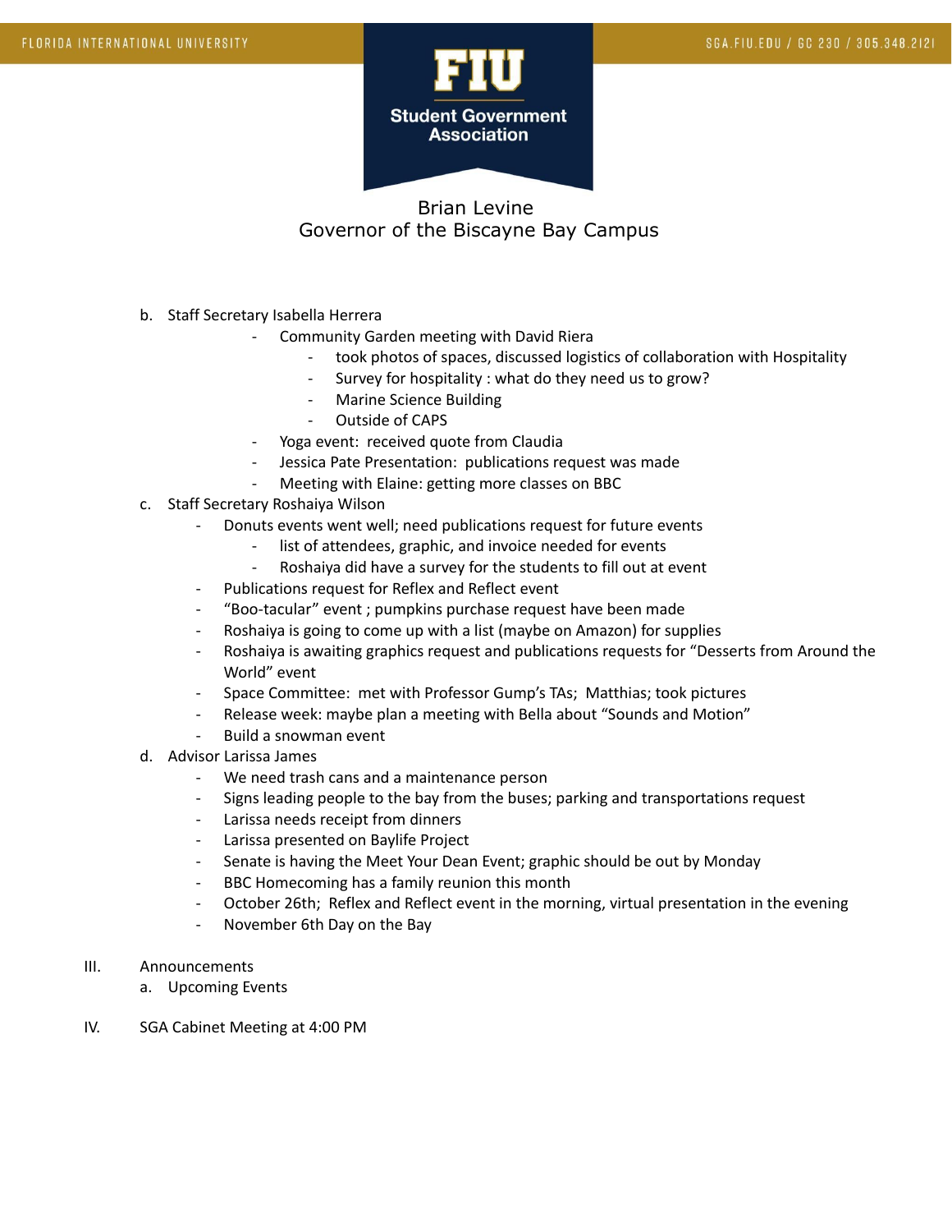Brian Levine
Governor of the Biscayne Bay Campus

b. Staff Secretary Isabella Herrera
  - Community Garden meeting with David Riera
    - took photos of spaces, discussed logistics of collaboration with Hospitality
    - Survey for hospitality : what do they need us to grow?
    - Marine Science Building
    - Outside of CAPS
  - Yoga event: received quote from Claudia
  - Jessica Pate Presentation: publications request was made
  - Meeting with Elaine: getting more classes on BBC

c. Staff Secretary Roshaiya Wilson
  - Donuts events went well; need publications request for future events
    - list of attendees, graphic, and invoice needed for events
    - Roshaiya did have a survey for the students to fill out at event
  - Publications request for Reflex and Reflect event
  - "Boo-tacular" event ; pumpkins purchase request have been made
  - Roshaiya is going to come up with a list (maybe on Amazon) for supplies
  - Roshaiya is awaiting graphics request and publications requests for "Desserts from Around the World" event
  - Space Committee: met with Professor Gump's TAs; Matthias; took pictures
  - Release week: maybe plan a meeting with Bella about "Sounds and Motion"
  - Build a snowman event

d. Advisor Larissa James
  - We need trash cans and a maintenance person
  - Signs leading people to the bay from the buses; parking and transportations request
  - Larissa needs receipt from dinners
  - Larissa presented on Baylife Project
  - Senate is having the Meet Your Dean Event; graphic should be out by Monday
  - BBC Homecoming has a family reunion this month
  - October 26th; Reflex and Reflect event in the morning, virtual presentation in the evening
  - November 6th Day on the Bay

III. Announcements

a. Upcoming Events

IV. SGA Cabinet Meeting at 4:00 PM